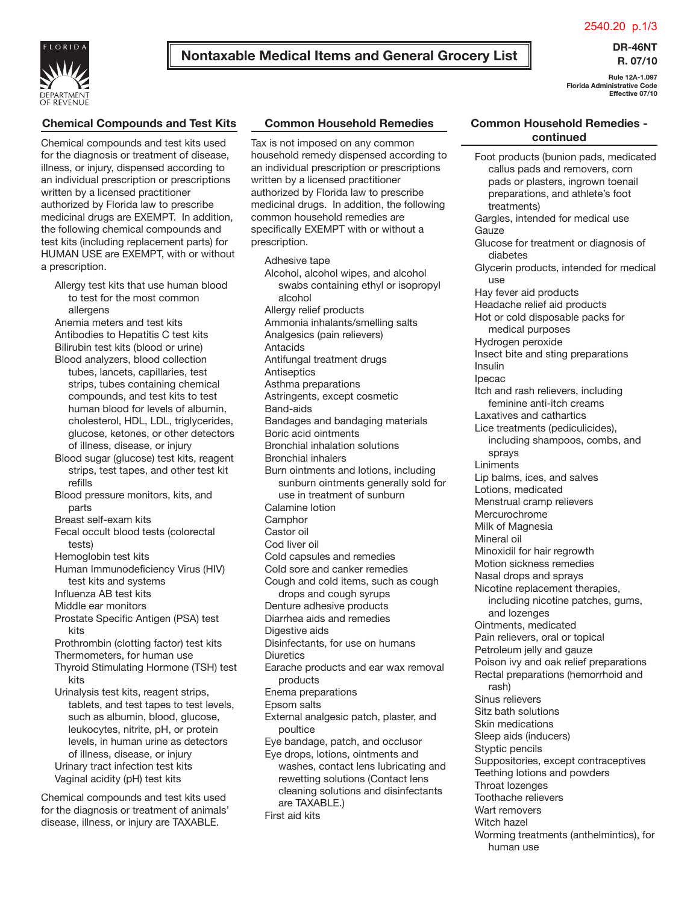# Nontaxable Medical Items and General Grocery List

DR-46NT
R. 07/10

Rule 12A-1.097
Florida Administrative Code
Effective 07/10

## Chemical Compounds and Test Kits

Chemical compounds and test kits used for the diagnosis or treatment of disease, illness, or injury, dispensed according to an individual prescription or prescriptions written by a licensed practitioner authorized by Florida law to prescribe medicinal drugs are EXEMPT. In addition, the following chemical compounds and test kits (including replacement parts) for HUMAN USE are EXEMPT, with or without a prescription.

- Allergy test kits that use human blood to test for the most common allergens
- Anemia meters and test kits
- Antibodies to Hepatitis C test kits
- Bilirubin test kits (blood or urine)
- Blood analyzers, blood collection tubes, lancets, capillaries, test strips, tubes containing chemical compounds, and test kits to test human blood for levels of albumin, cholesterol, HDL, LDL, triglycerides, glucose, ketones, or other detectors of illness, disease, or injury
- Blood sugar (glucose) test kits, reagent strips, test tapes, and other test kit refills
- Blood pressure monitors, kits, and parts
- Breast self-exam kits
- Fecal occult blood tests (colorectal tests)
- Hemoglobin test kits
- Human Immunodeficiency Virus (HIV) test kits and systems
- Influenza AB test kits
- Middle ear monitors
- Prostate Specific Antigen (PSA) test kits
- Prothrombin (clotting factor) test kits
- Thermometers, for human use
- Thyroid Stimulating Hormone (TSH) test kits
- Urinalysis test kits, reagent strips, tablets, and test tapes to test levels, such as albumin, blood, glucose, leukocytes, nitrite, pH, or protein levels, in human urine as detectors of illness, disease, or injury
- Urinary tract infection test kits
- Vaginal acidity (pH) test kits

Chemical compounds and test kits used for the diagnosis or treatment of animals' disease, illness, or injury are TAXABLE.

## Common Household Remedies

Tax is not imposed on any common household remedy dispensed according to an individual prescription or prescriptions written by a licensed practitioner authorized by Florida law to prescribe medicinal drugs. In addition, the following common household remedies are specifically EXEMPT with or without a prescription.

- Adhesive tape
- Alcohol, alcohol wipes, and alcohol swabs containing ethyl or isopropyl alcohol
- Allergy relief products
- Ammonia inhalants/smelling salts
- Analgesics (pain relievers)
- Antacids
- Antifungal treatment drugs
- Antiseptics
- Asthma preparations
- Astringents, except cosmetic
- Band-aids
- Bandages and bandaging materials
- Boric acid ointments
- Bronchial inhalation solutions
- Bronchial inhalers
- Burn ointments and lotions, including sunburn ointments generally sold for use in treatment of sunburn
- Calamine lotion
- Camphor
- Castor oil
- Cod liver oil
- Cold capsules and remedies
- Cold sore and canker remedies
- Cough and cold items, such as cough drops and cough syrups
- Denture adhesive products
- Diarrhea aids and remedies
- Digestive aids
- Disinfectants, for use on humans
- Diuretics
- Earache products and ear wax removal products
- Enema preparations
- Epsom salts
- External analgesic patch, plaster, and poultice
- Eye bandage, patch, and occlusor
- Eye drops, lotions, ointments and washes, contact lens lubricating and rewetting solutions (Contact lens cleaning solutions and disinfectants are TAXABLE.)
- First aid kits

## Common Household Remedies - continued

- Foot products (bunion pads, medicated callus pads and removers, corn pads or plasters, ingrown toenail preparations, and athlete's foot treatments)
- Gargles, intended for medical use
- Gauze
- Glucose for treatment or diagnosis of diabetes
- Glycerin products, intended for medical use
- Hay fever aid products
- Headache relief aid products
- Hot or cold disposable packs for medical purposes
- Hydrogen peroxide
- Insect bite and sting preparations
- Insulin
- Ipecac
- Itch and rash relievers, including feminine anti-itch creams
- Laxatives and cathartics
- Lice treatments (pediculicides), including shampoos, combs, and sprays
- Liniments
- Lip balms, ices, and salves
- Lotions, medicated
- Menstrual cramp relievers
- Mercurochrome
- Milk of Magnesia
- Mineral oil
- Minoxidil for hair regrowth
- Motion sickness remedies
- Nasal drops and sprays
- Nicotine replacement therapies, including nicotine patches, gums, and lozenges
- Ointments, medicated
- Pain relievers, oral or topical
- Petroleum jelly and gauze
- Poison ivy and oak relief preparations
- Rectal preparations (hemorrhoid and rash)
- Sinus relievers
- Sitz bath solutions
- Skin medications
- Sleep aids (inducers)
- Styptic pencils
- Suppositories, except contraceptives
- Teething lotions and powders
- Throat lozenges
- Toothache relievers
- Wart removers
- Witch hazel
- Worming treatments (anthelmintics), for human use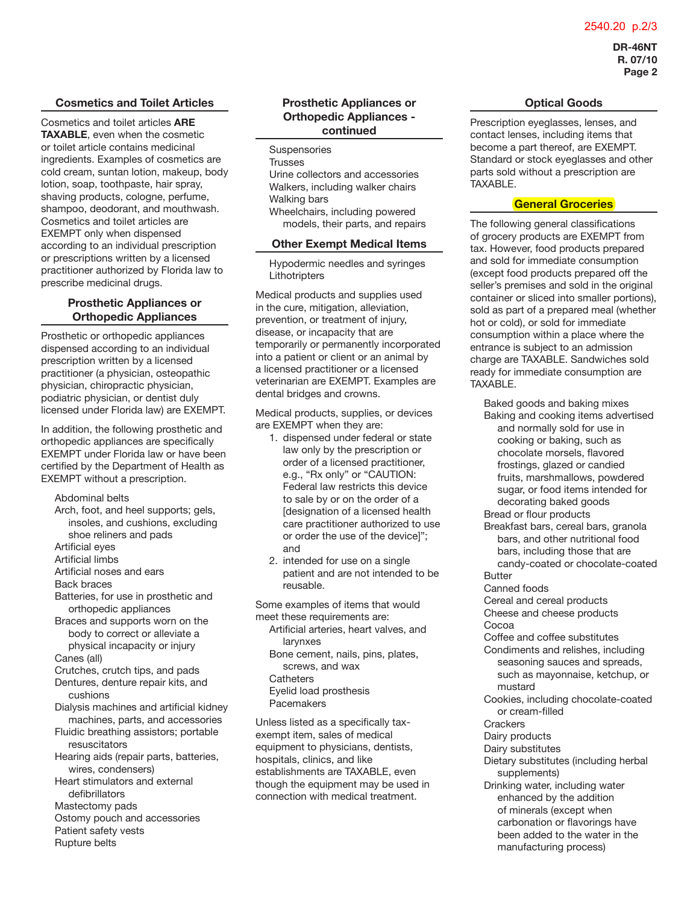## Cosmetics and Toilet Articles

Cosmetics and toilet articles **ARE TAXABLE**, even when the cosmetic or toilet article contains medicinal ingredients. Examples of cosmetics are cold cream, suntan lotion, makeup, body lotion, soap, toothpaste, hair spray, shaving products, cologne, perfume, shampoo, deodorant, and mouthwash. Cosmetics and toilet articles are EXEMPT only when dispensed according to an individual prescription or prescriptions written by a licensed practitioner authorized by Florida law to prescribe medicinal drugs.

## Prosthetic Appliances or Orthopedic Appliances

Prosthetic or orthopedic appliances dispensed according to an individual prescription written by a licensed practitioner (a physician, osteopathic physician, chiropractic physician, podiatric physician, or dentist duly licensed under Florida law) are EXEMPT.

In addition, the following prosthetic and orthopedic appliances are specifically EXEMPT under Florida law or have been certified by the Department of Health as EXEMPT without a prescription.

- Abdominal belts
- Arch, foot, and heel supports; gels, insoles, and cushions, excluding shoe reliners and pads
- Artificial eyes
- Artificial limbs
- Artificial noses and ears
- Back braces
- Batteries, for use in prosthetic and orthopedic appliances
- Braces and supports worn on the body to correct or alleviate a physical incapacity or injury
- Canes (all)
- Crutches, crutch tips, and pads
- Dentures, denture repair kits, and cushions
- Dialysis machines and artificial kidney machines, parts, and accessories
- Fluidic breathing assistors; portable resuscitators
- Hearing aids (repair parts, batteries, wires, condensers)
- Heart stimulators and external defibrillators
- Mastectomy pads
- Ostomy pouch and accessories
- Patient safety vests
- Rupture belts

## Prosthetic Appliances or Orthopedic Appliances - continued

- Suspensories
- Trusses
- Urine collectors and accessories
- Walkers, including walker chairs
- Walking bars
- Wheelchairs, including powered models, their parts, and repairs

## Other Exempt Medical Items

- Hypodermic needles and syringes
- Lithotripters

Medical products and supplies used in the cure, mitigation, alleviation, prevention, or treatment of injury, disease, or incapacity that are temporarily or permanently incorporated into a patient or client or an animal by a licensed practitioner or a licensed veterinarian are EXEMPT. Examples are dental bridges and crowns.

Medical products, supplies, or devices are EXEMPT when they are:

1. dispensed under federal or state law only by the prescription or order of a licensed practitioner, e.g., "Rx only" or "CAUTION: Federal law restricts this device to sale by or on the order of a [designation of a licensed health care practitioner authorized to use or order the use of the device]"; and
2. intended for use on a single patient and are not intended to be reusable.

Some examples of items that would meet these requirements are:

- Artificial arteries, heart valves, and larynxes
- Bone cement, nails, pins, plates, screws, and wax
- Catheters
- Eyelid load prosthesis
- Pacemakers

Unless listed as a specifically tax-exempt item, sales of medical equipment to physicians, dentists, hospitals, clinics, and like establishments are TAXABLE, even though the equipment may be used in connection with medical treatment.

## Optical Goods

Prescription eyeglasses, lenses, and contact lenses, including items that become a part thereof, are EXEMPT. Standard or stock eyeglasses and other parts sold without a prescription are TAXABLE.

## General Groceries

The following general classifications of grocery products are EXEMPT from tax. However, food products prepared and sold for immediate consumption (except food products prepared off the seller's premises and sold in the original container or sliced into smaller portions), sold as part of a prepared meal (whether hot or cold), or sold for immediate consumption within a place where the entrance is subject to an admission charge are TAXABLE. Sandwiches sold ready for immediate consumption are TAXABLE.

- Baked goods and baking mixes
- Baking and cooking items advertised and normally sold for use in cooking or baking, such as chocolate morsels, flavored frostings, glazed or candied fruits, marshmallows, powdered sugar, or food items intended for decorating baked goods
- Bread or flour products
- Breakfast bars, cereal bars, granola bars, and other nutritional food bars, including those that are candy-coated or chocolate-coated
- Butter
- Canned foods
- Cereal and cereal products
- Cheese and cheese products
- Cocoa
- Coffee and coffee substitutes
- Condiments and relishes, including seasoning sauces and spreads, such as mayonnaise, ketchup, or mustard
- Cookies, including chocolate-coated or cream-filled
- Crackers
- Dairy products
- Dairy substitutes
- Dietary substitutes (including herbal supplements)
- Drinking water, including water enhanced by the addition of minerals (except when carbonation or flavorings have been added to the water in the manufacturing process)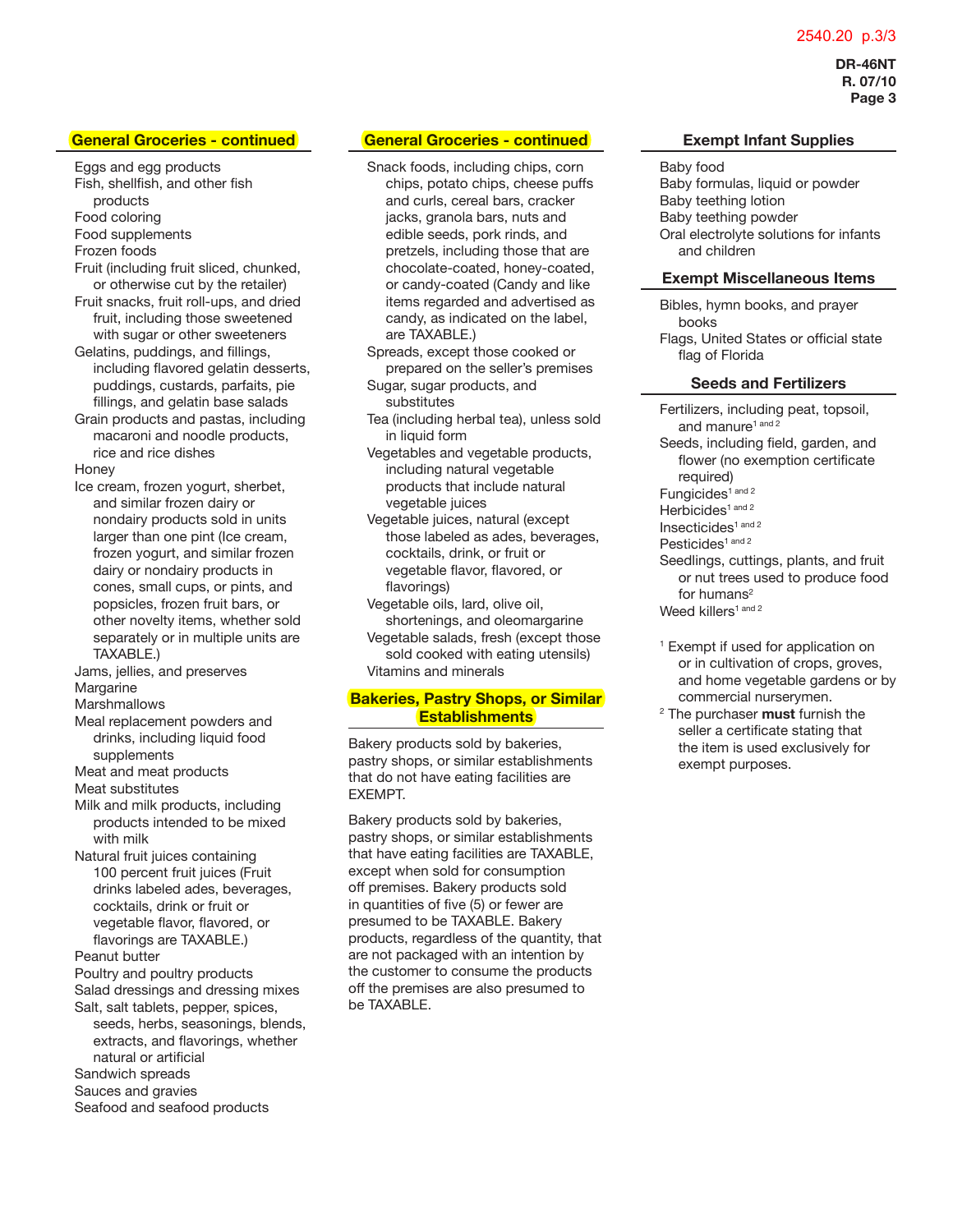## General Groceries - continued

- Eggs and egg products
- Fish, shellfish, and other fish products
- Food coloring
- Food supplements
- Frozen foods
- Fruit (including fruit sliced, chunked, or otherwise cut by the retailer)
- Fruit snacks, fruit roll-ups, and dried fruit, including those sweetened with sugar or other sweeteners
- Gelatins, puddings, and fillings, including flavored gelatin desserts, puddings, custards, parfaits, pie fillings, and gelatin base salads
- Grain products and pastas, including macaroni and noodle products, rice and rice dishes
- Honey
- Ice cream, frozen yogurt, sherbet, and similar frozen dairy or nondairy products sold in units larger than one pint (Ice cream, frozen yogurt, and similar frozen dairy or nondairy products in cones, small cups, or pints, and popsicles, frozen fruit bars, or other novelty items, whether sold separately or in multiple units are TAXABLE.)
- Jams, jellies, and preserves
- Margarine
- Marshmallows
- Meal replacement powders and drinks, including liquid food supplements
- Meat and meat products
- Meat substitutes
- Milk and milk products, including products intended to be mixed with milk
- Natural fruit juices containing 100 percent fruit juices (Fruit drinks labeled ades, beverages, cocktails, drink or fruit or vegetable flavor, flavored, or flavorings are TAXABLE.)
- Peanut butter
- Poultry and poultry products
- Salad dressings and dressing mixes
- Salt, salt tablets, pepper, spices, seeds, herbs, seasonings, blends, extracts, and flavorings, whether natural or artificial
- Sandwich spreads
- Sauces and gravies
- Seafood and seafood products

## General Groceries - continued

- Snack foods, including chips, corn chips, potato chips, cheese puffs and curls, cereal bars, cracker jacks, granola bars, nuts and edible seeds, pork rinds, and pretzels, including those that are chocolate-coated, honey-coated, or candy-coated (Candy and like items regarded and advertised as candy, as indicated on the label, are TAXABLE.)
- Spreads, except those cooked or prepared on the seller's premises
- Sugar, sugar products, and substitutes
- Tea (including herbal tea), unless sold in liquid form
- Vegetables and vegetable products, including natural vegetable products that include natural vegetable juices
- Vegetable juices, natural (except those labeled as ades, beverages, cocktails, drink, or fruit or vegetable flavor, flavored, or flavorings)
- Vegetable oils, lard, olive oil, shortenings, and oleomargarine
- Vegetable salads, fresh (except those sold cooked with eating utensils)
- Vitamins and minerals

## Bakeries, Pastry Shops, or Similar Establishments

Bakery products sold by bakeries, pastry shops, or similar establishments that do not have eating facilities are EXEMPT.

Bakery products sold by bakeries, pastry shops, or similar establishments that have eating facilities are TAXABLE, except when sold for consumption off premises. Bakery products sold in quantities of five (5) or fewer are presumed to be TAXABLE. Bakery products, regardless of the quantity, that are not packaged with an intention by the customer to consume the products off the premises are also presumed to be TAXABLE.

## Exempt Infant Supplies

- Baby food
- Baby formulas, liquid or powder
- Baby teething lotion
- Baby teething powder
- Oral electrolyte solutions for infants and children

## Exempt Miscellaneous Items

- Bibles, hymn books, and prayer books
- Flags, United States or official state flag of Florida

## Seeds and Fertilizers

- Fertilizers, including peat, topsoil, and manure[1 and 2]
- Seeds, including field, garden, and flower (no exemption certificate required)
- Fungicides[1 and 2]
- Herbicides[1 and 2]
- Insecticides[1 and 2]
- Pesticides[1 and 2]
- Seedlings, cuttings, plants, and fruit or nut trees used to produce food for humans[2]
- Weed killers[1 and 2]

[1] Exempt if used for application on or in cultivation of crops, groves, and home vegetable gardens or by commercial nurserymen.

[2] The purchaser **must** furnish the seller a certificate stating that the item is used exclusively for exempt purposes.